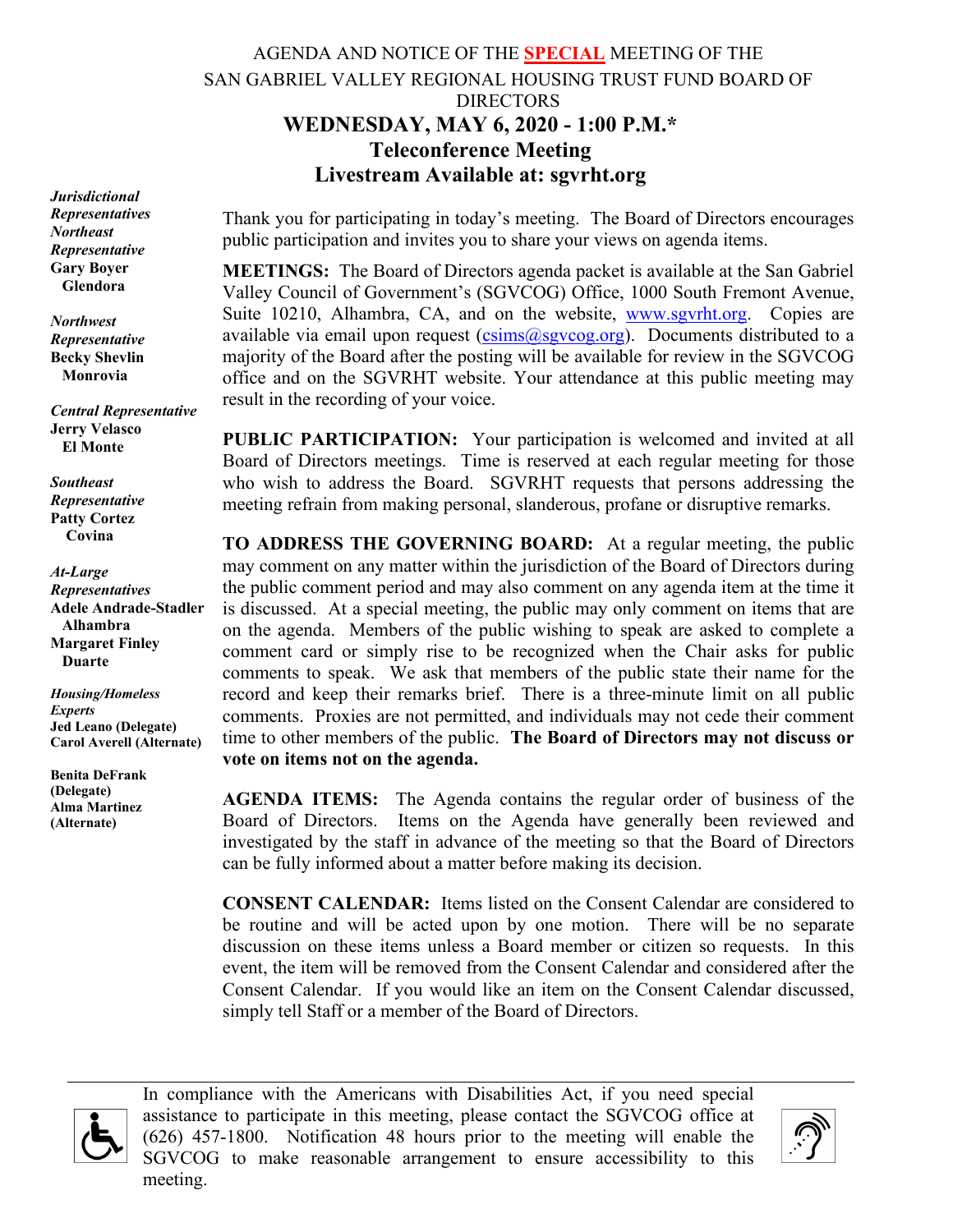# AGENDA AND NOTICE OF THE **SPECIAL** MEETING OF THE SAN GABRIEL VALLEY REGIONAL HOUSING TRUST FUND BOARD OF DIRECTORS

## WEDNESDAY, MAY 6, 2020 - 1:00 P.M.*

## Teleconference Meeting

## Livestream Available at: sgvrht.org

***Jurisdictional Representatives***

***Northeast Representative***
**Gary Boyer**
**Glendora**

***Northwest Representative***
**Becky Shevlin**
**Monrovia**

***Central Representative***
**Jerry Velasco**
**El Monte**

***Southeast Representative***
**Patty Cortez**
**Covina**

***At-Large Representatives***
**Adele Andrade-Stadler**
**Alhambra**
**Margaret Finley**
**Duarte**

***Housing/Homeless Experts***
**Jed Leano (Delegate)**
**Carol Averell (Alternate)**

**Benita DeFrank (Delegate)**
**Alma Martinez (Alternate)**

Thank you for participating in today's meeting. The Board of Directors encourages public participation and invites you to share your views on agenda items.

**MEETINGS:** The Board of Directors agenda packet is available at the San Gabriel Valley Council of Government's (SGVCOG) Office, 1000 South Fremont Avenue, Suite 10210, Alhambra, CA, and on the website, www.sgvrht.org. Copies are available via email upon request (csims@sgvcog.org). Documents distributed to a majority of the Board after the posting will be available for review in the SGVCOG office and on the SGVRHT website. Your attendance at this public meeting may result in the recording of your voice.

**PUBLIC PARTICIPATION:** Your participation is welcomed and invited at all Board of Directors meetings. Time is reserved at each regular meeting for those who wish to address the Board. SGVRHT requests that persons addressing the meeting refrain from making personal, slanderous, profane or disruptive remarks.

**TO ADDRESS THE GOVERNING BOARD:** At a regular meeting, the public may comment on any matter within the jurisdiction of the Board of Directors during the public comment period and may also comment on any agenda item at the time it is discussed. At a special meeting, the public may only comment on items that are on the agenda. Members of the public wishing to speak are asked to complete a comment card or simply rise to be recognized when the Chair asks for public comments to speak. We ask that members of the public state their name for the record and keep their remarks brief. There is a three-minute limit on all public comments. Proxies are not permitted, and individuals may not cede their comment time to other members of the public. **The Board of Directors may not discuss or vote on items not on the agenda.**

**AGENDA ITEMS:** The Agenda contains the regular order of business of the Board of Directors. Items on the Agenda have generally been reviewed and investigated by the staff in advance of the meeting so that the Board of Directors can be fully informed about a matter before making its decision.

**CONSENT CALENDAR:** Items listed on the Consent Calendar are considered to be routine and will be acted upon by one motion. There will be no separate discussion on these items unless a Board member or citizen so requests. In this event, the item will be removed from the Consent Calendar and considered after the Consent Calendar. If you would like an item on the Consent Calendar discussed, simply tell Staff or a member of the Board of Directors.

---

In compliance with the Americans with Disabilities Act, if you need special assistance to participate in this meeting, please contact the SGVCOG office at (626) 457-1800. Notification 48 hours prior to the meeting will enable the SGVCOG to make reasonable arrangement to ensure accessibility to this meeting.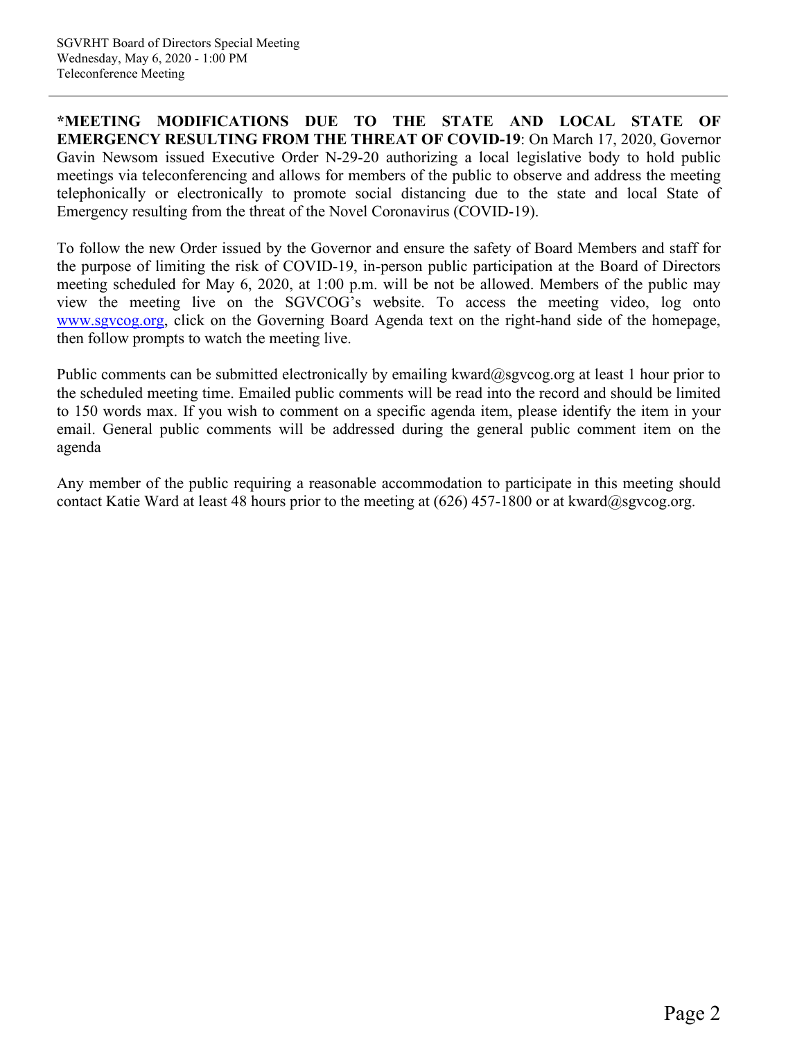**\*MEETING MODIFICATIONS DUE TO THE STATE AND LOCAL STATE OF EMERGENCY RESULTING FROM THE THREAT OF COVID-19**: On March 17, 2020, Governor Gavin Newsom issued Executive Order N-29-20 authorizing a local legislative body to hold public meetings via teleconferencing and allows for members of the public to observe and address the meeting telephonically or electronically to promote social distancing due to the state and local State of Emergency resulting from the threat of the Novel Coronavirus (COVID-19).

To follow the new Order issued by the Governor and ensure the safety of Board Members and staff for the purpose of limiting the risk of COVID-19, in-person public participation at the Board of Directors meeting scheduled for May 6, 2020, at 1:00 p.m. will be not be allowed. Members of the public may view the meeting live on the SGVCOG's website. To access the meeting video, log onto [www.sgvcog.org](http://www.sgvcog.org), click on the Governing Board Agenda text on the right-hand side of the homepage, then follow prompts to watch the meeting live.

Public comments can be submitted electronically by emailing kward@sgvcog.org at least 1 hour prior to the scheduled meeting time. Emailed public comments will be read into the record and should be limited to 150 words max. If you wish to comment on a specific agenda item, please identify the item in your email. General public comments will be addressed during the general public comment item on the agenda

Any member of the public requiring a reasonable accommodation to participate in this meeting should contact Katie Ward at least 48 hours prior to the meeting at (626) 457-1800 or at kward@sgvcog.org.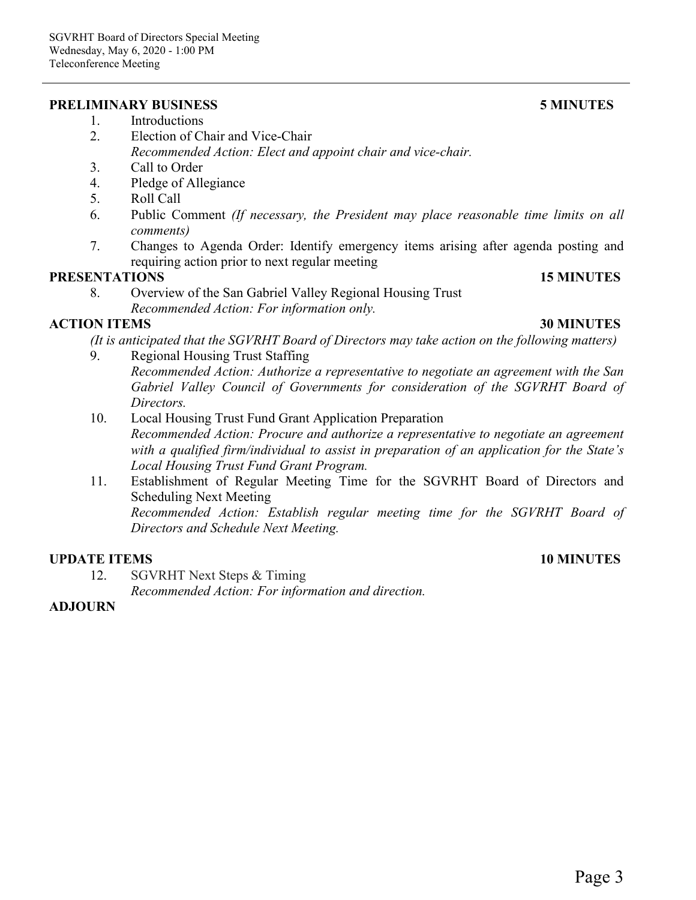**PRELIMINARY BUSINESS** **5 MINUTES**

1. Introductions
2. Election of Chair and Vice-Chair
   *Recommended Action: Elect and appoint chair and vice-chair.*
3. Call to Order
4. Pledge of Allegiance
5. Roll Call
6. Public Comment *(If necessary, the President may place reasonable time limits on all comments)*
7. Changes to Agenda Order: Identify emergency items arising after agenda posting and requiring action prior to next regular meeting

**PRESENTATIONS** **15 MINUTES**

8. Overview of the San Gabriel Valley Regional Housing Trust
   *Recommended Action: For information only.*

**ACTION ITEMS** **30 MINUTES**

*(It is anticipated that the SGVRHT Board of Directors may take action on the following matters)*

9. Regional Housing Trust Staffing
   *Recommended Action: Authorize a representative to negotiate an agreement with the San Gabriel Valley Council of Governments for consideration of the SGVRHT Board of Directors.*
10. Local Housing Trust Fund Grant Application Preparation
    *Recommended Action: Procure and authorize a representative to negotiate an agreement with a qualified firm/individual to assist in preparation of an application for the State's Local Housing Trust Fund Grant Program.*
11. Establishment of Regular Meeting Time for the SGVRHT Board of Directors and Scheduling Next Meeting
    *Recommended Action: Establish regular meeting time for the SGVRHT Board of Directors and Schedule Next Meeting.*

**UPDATE ITEMS** **10 MINUTES**

12. SGVRHT Next Steps & Timing
    *Recommended Action: For information and direction.*

**ADJOURN**